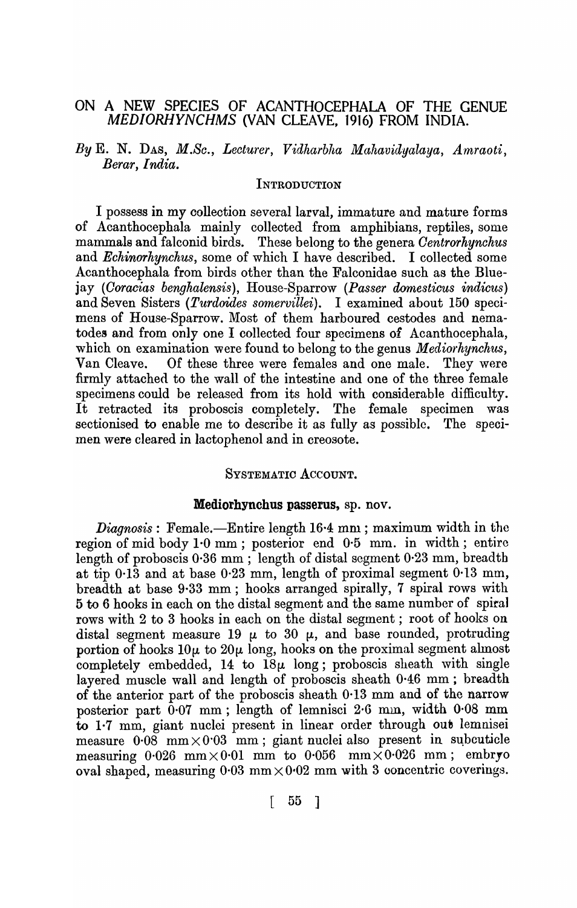# ON A NEW SPECIES OF ACANTHOCEPHALA OF THE GENUE *MEDIORHYNCHMS* (VAN CLEAVE, 1916) FROM INDIA.

*By* E. N. DAS, *M.Sc., Lecturer, Vidharbha Mahavidyalaya, Amraoti, Berar, India.*

## INTRODUCTION

I possess in my collection several larval, immature and mature forms of Acanthocephala mainly collected from amphibians, reptiles, some mammals and falconid birds. These belong to the genera *Centrorhynchus* and *Echinorhynchus*, some of which I have described. I collected some Acanthocephala from birds other than the Falconidae such as the Blue-jay (*Coracias benghalensis*), House-Sparrow (*Passer domesticus indicus*) and Seven Sisters (*Turdoides somervillei*). I examined about 150 specimens of House-Sparrow. Most of them harboured cestodes and nematodes and from only one I collected four specimens of Acanthocephala, which on examination were found to belong to the genus *Mediorhynchus*, Van Cleave. Of these three were females and one male. They were firmly attached to the wall of the intestine and one of the three female specimens could be released from its hold with considerable difficulty. It retracted its proboscis completely. The female specimen was sectionised to enable me to describe it as fully as possible. The specimen were cleared in lactophenol and in creosote.

## SYSTEMATIC ACCOUNT.

### **Mediorhynchus passerus**, sp. nov.

*Diagnosis* : Female.—Entire length 16·4 mm ; maximum width in the region of mid body 1·0 mm ; posterior end 0·5 mm. in width ; entire length of proboscis 0·36 mm ; length of distal segment 0·23 mm, breadth at tip 0·13 and at base 0·23 mm, length of proximal segment 0·13 mm, breadth at base 9·33 mm ; hooks arranged spirally, 7 spiral rows with 5 to 6 hooks in each on the distal segment and the same number of spiral rows with 2 to 3 hooks in each on the distal segment ; root of hooks on distal segment measure 19 $\mu$ to 30 $\mu$, and base rounded, protruding portion of hooks 10$\mu$ to 20$\mu$ long, hooks on the proximal segment almost completely embedded, 14 to 18$\mu$ long ; proboscis sheath with single layered muscle wall and length of proboscis sheath 0·46 mm ; breadth of the anterior part of the proboscis sheath 0·13 mm and of the narrow posterior part 0·07 mm ; length of lemnisci 2·6 mm, width 0·08 mm to 1·7 mm, giant nuclei present in linear order through out lemnisei measure 0·08 mm$\times$0·03 mm ; giant nuclei also present in subcuticle measuring 0·026 mm$\times$0·01 mm to 0·056 mm$\times$0·026 mm ; embryo oval shaped, measuring 0·03 mm$\times$0·02 mm with 3 concentric coverings.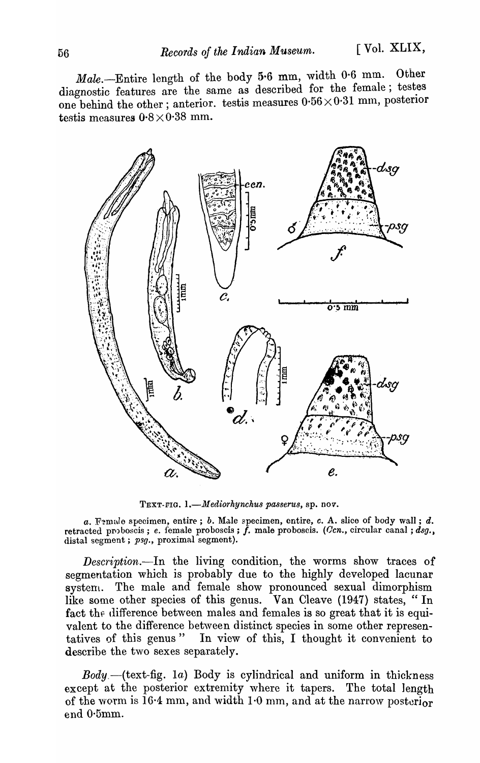*Male.*—Entire length of the body 5·6 mm, width 0·6 mm. Other diagnostic features are the same as described for the female; testes one behind the other; anterior. testis measures 0·56×0·31 mm, posterior testis measures 0·8×0·38 mm.

TEXT-FIG. 1.—*Mediorhynchus passerus*, sp. nov.

*a.* Female specimen, entire; *b.* Male specimen, entire, *c.* A. slice of body wall; *d.* retracted proboscis; *e.* female proboscis; *f.* male proboscis. (*Ccn.*, circular canal; *dsg.*, distal segment; *psg.*, proximal segment).

*Description.*—In the living condition, the worms show traces of segmentation which is probably due to the highly developed lacunar system. The male and female show pronounced sexual dimorphism like some other species of this genus. Van Cleave (1947) states, "In fact the difference between males and females is so great that it is equivalent to the difference between distinct species in some other representatives of this genus" In view of this, I thought it convenient to describe the two sexes separately.

*Body.*—(text-fig. 1*a*) Body is cylindrical and uniform in thickness except at the posterior extremity where it tapers. The total length of the worm is 16·4 mm, and width 1·0 mm, and at the narrow posterior end 0·5mm.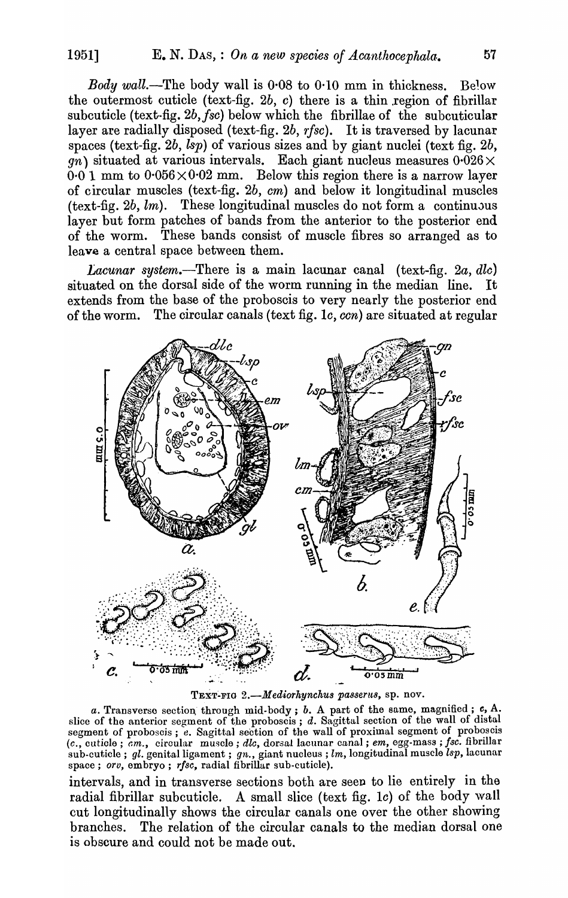*Body wall*.—The body wall is 0·08 to 0·10 mm in thickness. Below the outermost cuticle (text-fig. 2*b*, *c*) there is a thin region of fibrillar subcuticle (text-fig. 2*b*, *fsc*) below which the fibrillae of the subcuticular layer are radially disposed (text-fig. 2*b*, *rfsc*). It is traversed by lacunar spaces (text-fig. 2*b*, *lsp*) of various sizes and by giant nuclei (text fig. 2*b*, *gn*) situated at various intervals. Each giant nucleus measures 0·026 × 0·0 1 mm to 0·056 × 0·02 mm. Below this region there is a narrow layer of circular muscles (text-fig. 2*b*, *cm*) and below it longitudinal muscles (text-fig. 2*b*, *lm*). These longitudinal muscles do not form a continuous layer but form patches of bands from the anterior to the posterior end of the worm. These bands consist of muscle fibres so arranged as to leave a central space between them.

*Lacunar system*.—There is a main lacunar canal (text-fig. 2*a*, *dlc*) situated on the dorsal side of the worm running in the median line. It extends from the base of the proboscis to very nearly the posterior end of the worm. The circular canals (text fig. 1*c*, *ccn*) are situated at regular

TEXT-FIG 2.—*Mediorhynchus passerus*, sp. nov.

*a*. Transverse section through mid-body; *b*. A part of the same, magnified; *c*, A. slice of the anterior segment of the proboscis; *d*. Sagittal section of the wall of distal segment of proboscis; *e*. Sagittal section of the wall of proximal segment of proboscis (*c*., cuticle; *cm*., circular muscle; *dlc*, dorsal lacunar canal; *em*, egg-mass; *fsc*. fibrillar sub-cuticle; *gl*. genital ligament; *gn*., giant nucleus; *lm*, longitudinal muscle *lsp*, lacunar space; *orv*, embryo; *rfsc*, radial fibrillar sub-cuticle).

intervals, and in transverse sections both are seen to lie entirely in the radial fibrillar subcuticle. A small slice (text fig. 1*c*) of the body wall cut longitudinally shows the circular canals one over the other showing branches. The relation of the circular canals to the median dorsal one is obscure and could not be made out.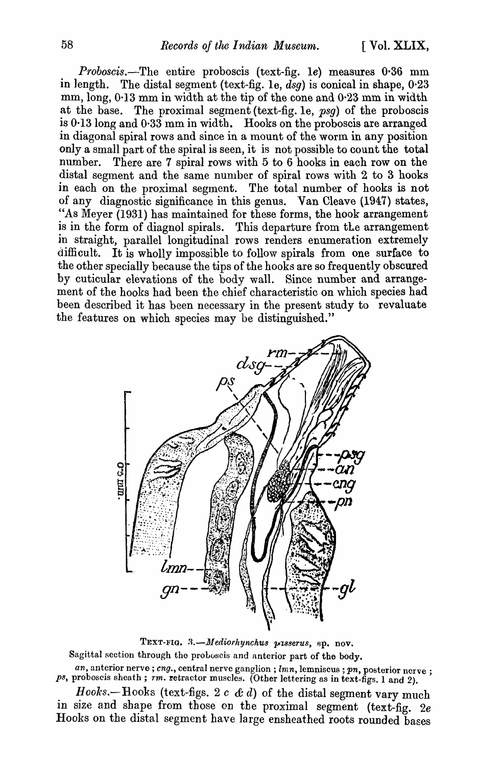*Proboscis*.—The entire proboscis (text-fig. 1*e*) measures 0·36 mm in length. The distal segment (text-fig. 1e, *dsg*) is conical in shape, 0·23 mm, long, 0·13 mm in width at the tip of the cone and 0·23 mm in width at the base. The proximal segment (text-fig. 1e, *psg*) of the proboscis is 0·13 long and 0·33 mm in width. Hooks on the proboscis are arranged in diagonal spiral rows and since in a mount of the worm in any position only a small part of the spiral is seen, it is not possible to count the total number. There are 7 spiral rows with 5 to 6 hooks in each row on the distal segment and the same number of spiral rows with 2 to 3 hooks in each on the proximal segment. The total number of hooks is not of any diagnostic significance in this genus. Van Cleave (1947) states, "As Meyer (1931) has maintained for these forms, the hook arrangement is in the form of diagnol spirals. This departure from the arrangement in straight, parallel longitudinal rows renders enumeration extremely difficult. It is wholly impossible to follow spirals from one surface to the other specially because the tips of the hooks are so frequently obscured by cuticular elevations of the body wall. Since number and arrangement of the hooks had been the chief characteristic on which species had been described it has been necessary in the present study to revaluate the features on which species may be distinguished."

TEXT-FIG. 3.—*Mediorhynchus passerus*, sp. nov.

Sagittal section through the proboscis and anterior part of the body.

*an*, anterior nerve ; *cng*., central nerve ganglion ; *lmn*, lemniscus ; *pn*, posterior nerve ; *ps*, proboscis sheath ; *rm*. retractor muscles. (Other lettering as in text-figs. 1 and 2).

*Hooks*.—Hooks (text-figs. 2 *c* & *d*) of the distal segment vary much in size and shape from those on the proximal segment (text-fig. 2*e* Hooks on the distal segment have large ensheathed roots rounded bases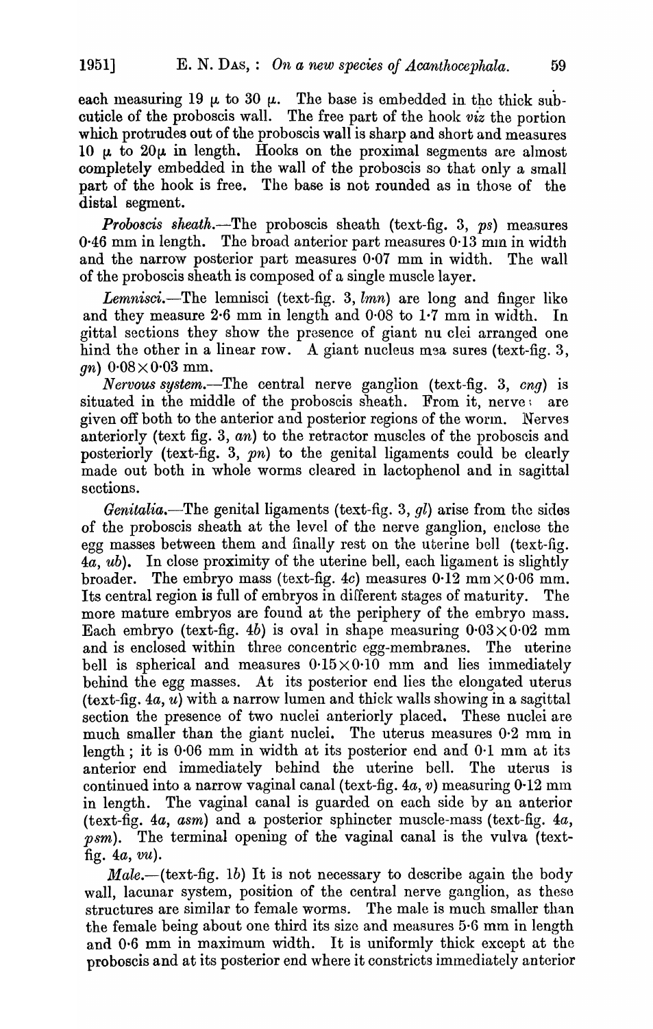each measuring 19 μ to 30 μ. The base is embedded in the thick subcuticle of the proboscis wall. The free part of the hook *viz* the portion which protrudes out of the proboscis wall is sharp and short and measures 10 μ to 20μ in length. Hooks on the proximal segments are almost completely embedded in the wall of the proboscis so that only a small part of the hook is free. The base is not rounded as in those of the distal segment.

*Proboscis sheath.*—The proboscis sheath (text-fig. 3, *ps*) measures 0·46 mm in length. The broad anterior part measures 0·13 mm in width and the narrow posterior part measures 0·07 mm in width. The wall of the proboscis sheath is composed of a single muscle layer.

*Lemnisci.*—The lemnisci (text-fig. 3, *lmn*) are long and finger like and they measure 2·6 mm in length and 0·08 to 1·7 mm in width. In gittal sections they show the presence of giant nu clei arranged one hind the other in a linear row. A giant nucleus mea sures (text-fig. 3, *gn*) 0·08×0·03 mm.

*Nervous system.*—The central nerve ganglion (text-fig. 3, *cng*) is situated in the middle of the proboscis sheath. From it, nerve; are given off both to the anterior and posterior regions of the worm. Nerves anteriorly (text fig. 3, *an*) to the retractor muscles of the proboscis and posteriorly (text-fig. 3, *pn*) to the genital ligaments could be clearly made out both in whole worms cleared in lactophenol and in sagittal sections.

*Genitalia.*—The genital ligaments (text-fig. 3, *gl*) arise from the sides of the proboscis sheath at the level of the nerve ganglion, enclose the egg masses between them and finally rest on the uterine bell (text-fig. 4*a*, *ub*). In close proximity of the uterine bell, each ligament is slightly broader. The embryo mass (text-fig. 4*c*) measures 0·12 mm×0·06 mm. Its central region is full of embryos in different stages of maturity. The more mature embryos are found at the periphery of the embryo mass. Each embryo (text-fig. 4*b*) is oval in shape measuring 0·03×0·02 mm and is enclosed within three concentric egg-membranes. The uterine bell is spherical and measures 0·15×0·10 mm and lies immediately behind the egg masses. At its posterior end lies the elongated uterus (text-fig. 4*a*, *u*) with a narrow lumen and thick walls showing in a sagittal section the presence of two nuclei anteriorly placed. These nuclei are much smaller than the giant nuclei. The uterus measures 0·2 mm in length; it is 0·06 mm in width at its posterior end and 0·1 mm at its anterior end immediately behind the uterine bell. The uterus is continued into a narrow vaginal canal (text-fig. 4*a*, *v*) measuring 0·12 mm in length. The vaginal canal is guarded on each side by an anterior (text-fig. 4*a*, *asm*) and a posterior sphincter muscle-mass (text-fig. 4*a*, *psm*). The terminal opening of the vaginal canal is the vulva (text-fig. 4*a*, *vu*).

*Male.*—(text-fig. 1*b*) It is not necessary to describe again the body wall, lacunar system, position of the central nerve ganglion, as these structures are similar to female worms. The male is much smaller than the female being about one third its size and measures 5·6 mm in length and 0·6 mm in maximum width. It is uniformly thick except at the proboscis and at its posterior end where it constricts immediately anterior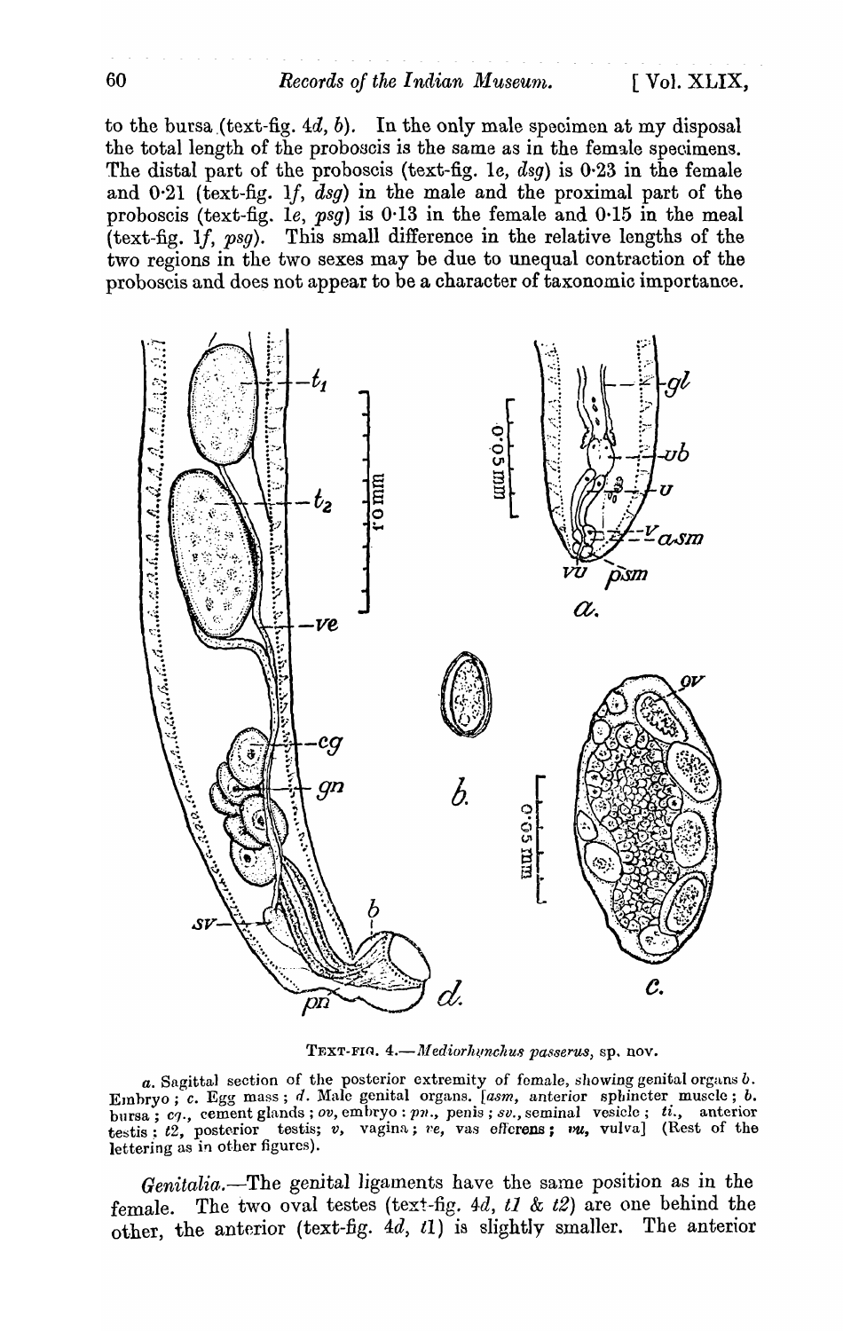to the bursa (text-fig. 4*d*, *b*). In the only male specimen at my disposal the total length of the proboscis is the same as in the female specimens. The distal part of the proboscis (text-fig. 1*e*, *dsg*) is 0·23 in the female and 0·21 (text-fig. 1*f*, *dsg*) in the male and the proximal part of the proboscis (text-fig. 1*e*, *psg*) is 0·13 in the female and 0·15 in the meal (text-fig. 1*f*, *psg*). This small difference in the relative lengths of the two regions in the two sexes may be due to unequal contraction of the proboscis and does not appear to be a character of taxonomic importance.

TEXT-FIG. 4.—*Mediorhynchus passerus*, sp. nov.

*a.* Sagittal section of the posterior extremity of female, showing genital organs *b*. Embryo; *c*. Egg mass; *d*. Male genital organs. [*asm*, anterior sphincter muscle; *b*. bursa; *cg*., cement glands; *ov*, embryo: *pn*., penis; *sv*., seminal vesicle; *ti*., anterior testis; *t2*, posterior testis; *v*, vagina; *ve*, vas efferens; *vu*, vulva] (Rest of the lettering as in other figures).

*Genitalia*.—The genital ligaments have the same position as in the female. The two oval testes (text-fig. 4*d*, *t1* & *t2*) are one behind the other, the anterior (text-fig. 4*d*, *t1*) is slightly smaller. The anterior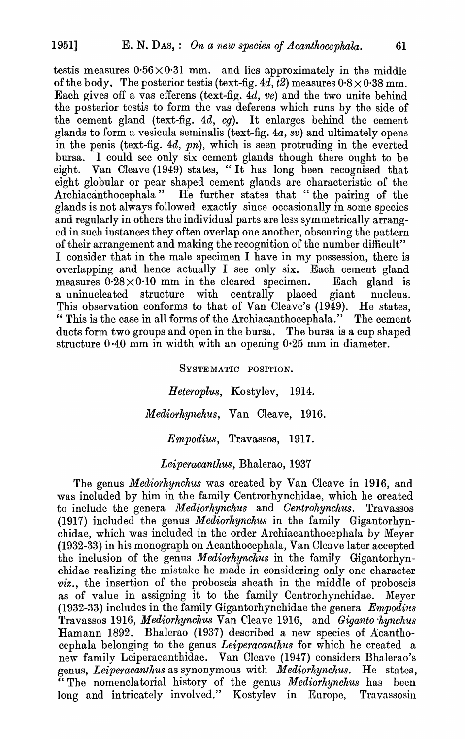testis measures $0{\cdot}56 \times 0{\cdot}31$ mm. and lies approximately in the middle of the body. The posterior testis (text-fig. 4*d*, *t2*) measures $0{\cdot}8 \times 0{\cdot}38$ mm. Each gives off a vas efferens (text-fig. 4*d*, *ve*) and the two unite behind the posterior testis to form the vas deferens which runs by the side of the cement gland (text-fig. 4*d*, *cg*). It enlarges behind the cement glands to form a vesicula seminalis (text-fig. 4*a*, *sv*) and ultimately opens in the penis (text-fig. 4*d*, *pn*), which is seen protruding in the everted bursa. I could see only six cement glands though there ought to be eight. Van Cleave (1949) states, "It has long been recognised that eight globular or pear shaped cement glands are characteristic of the Archiacanthocephala" He further states that "the pairing of the glands is not always followed exactly since occasionally in some species and regularly in others the individual parts are less symmetrically arranged in such instances they often overlap one another, obscuring the pattern of their arrangement and making the recognition of the number difficult" I consider that in the male specimen I have in my possession, there is overlapping and hence actually I see only six. Each cement gland measures $0{\cdot}28 \times 0{\cdot}10$ mm in the cleared specimen. Each gland is a uninucleated structure with centrally placed giant nucleus. This observation conforms to that of Van Cleave's (1949). He states, "This is the case in all forms of the Archiacanthocephala." The cement ducts form two groups and open in the bursa. The bursa is a cup shaped structure 0·40 mm in width with an opening 0·25 mm in diameter.

## SYSTEMATIC POSITION.

*Heteroplus*, Kostylev, 1914.

*Mediorhynchus*, Van Cleave, 1916.

*Empodius*, Travassos, 1917.

*Leiperacanthus*, Bhalerao, 1937

The genus *Mediorhynchus* was created by Van Cleave in 1916, and was included by him in the family Centrorhynchidae, which he created to include the genera *Mediorhynchus* and *Centrohynchus*. Travassos (1917) included the genus *Mediorhynchus* in the family Gigantorhynchidae, which was included in the order Archiacanthocephala by Meyer (1932-33) in his monograph on Acanthocephala, Van Cleave later accepted the inclusion of the genus *Mediorhynchus* in the family Gigantorhynchidae realizing the mistake he made in considering only one character *viz.*, the insertion of the proboscis sheath in the middle of proboscis as of value in assigning it to the family Centrorhynchidae. Meyer (1932-33) includes in the family Gigantorhynchidae the genera *Empodius* Travassos 1916, *Mediorhynchus* Van Cleave 1916, and *Giganto hynchus* Hamann 1892. Bhalerao (1937) described a new species of Acanthocephala belonging to the genus *Leiperacanthus* for which he created a new family Leiperacanthidae. Van Cleave (1947) considers Bhalerao's genus, *Leiperacanthus* as synonymous with *Mediorhynchus*. He states, "The nomenclatorial history of the genus *Mediorhynchus* has been long and intricately involved." Kostylev in Europe, Travassosin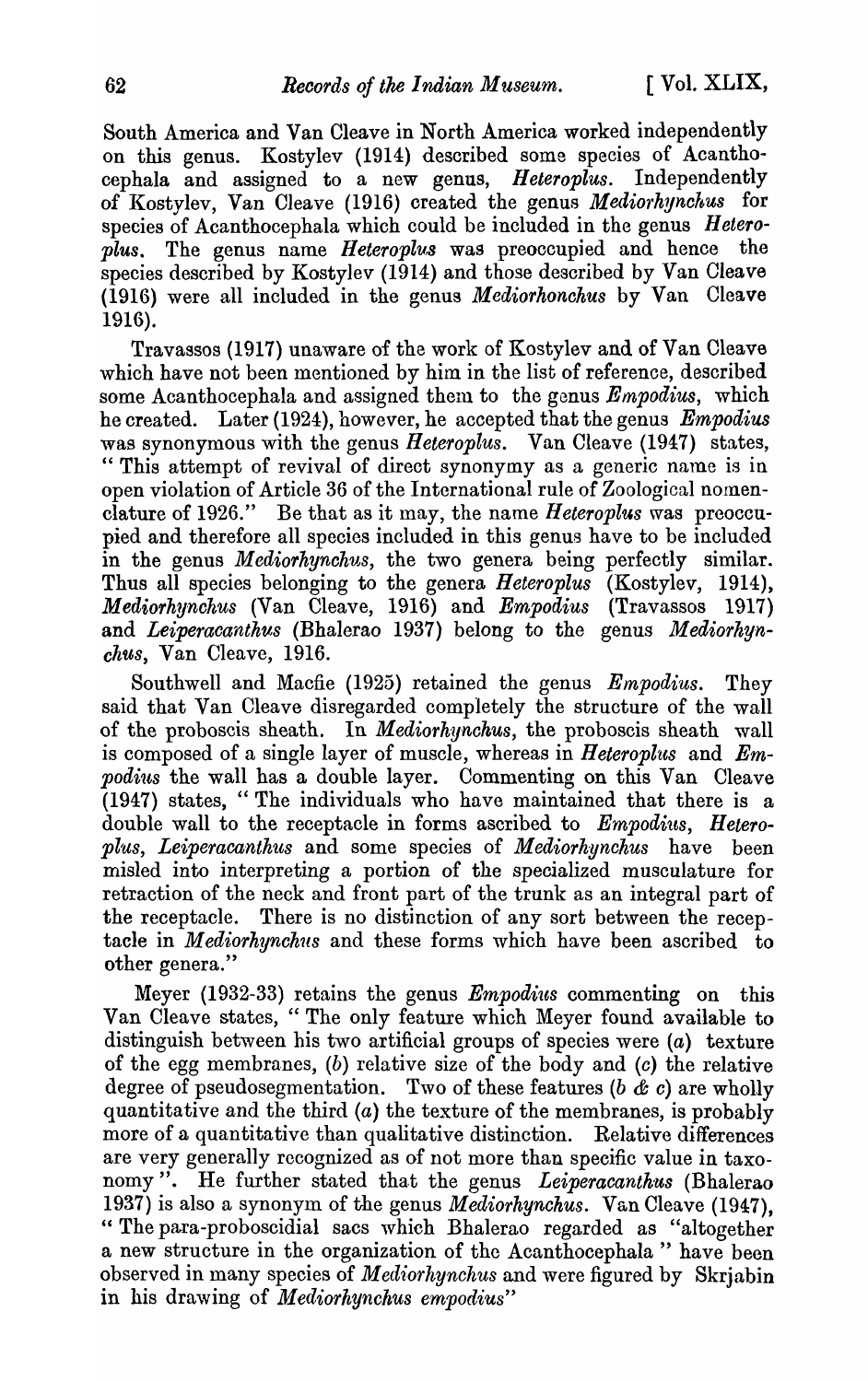South America and Van Cleave in North America worked independently on this genus. Kostylev (1914) described some species of Acanthocephala and assigned to a new genus, *Heteroplus*. Independently of Kostylev, Van Cleave (1916) created the genus *Mediorhynchus* for species of Acanthocephala which could be included in the genus *Heteroplus*. The genus name *Heteroplus* was preoccupied and hence the species described by Kostylev (1914) and those described by Van Cleave (1916) were all included in the genus *Mediorhonchus* by Van Cleave 1916).

Travassos (1917) unaware of the work of Kostylev and of Van Cleave which have not been mentioned by him in the list of reference, described some Acanthocephala and assigned them to the genus *Empodius*, which he created. Later (1924), however, he accepted that the genus *Empodius* was synonymous with the genus *Heteroplus*. Van Cleave (1947) states, " This attempt of revival of direct synonymy as a generic name is in open violation of Article 36 of the International rule of Zoological nomenclature of 1926." Be that as it may, the name *Heteroplus* was preoccupied and therefore all species included in this genus have to be included in the genus *Mediorhynchus*, the two genera being perfectly similar. Thus all species belonging to the genera *Heteroplus* (Kostylev, 1914), *Mediorhynchus* (Van Cleave, 1916) and *Empodius* (Travassos 1917) and *Leiperacanthus* (Bhalerao 1937) belong to the genus *Mediorhynchus*, Van Cleave, 1916.

Southwell and Macfie (1925) retained the genus *Empodius*. They said that Van Cleave disregarded completely the structure of the wall of the proboscis sheath. In *Mediorhynchus*, the proboscis sheath wall is composed of a single layer of muscle, whereas in *Heteroplus* and *Empodius* the wall has a double layer. Commenting on this Van Cleave (1947) states, " The individuals who have maintained that there is a double wall to the receptacle in forms ascribed to *Empodius*, *Heteroplus*, *Leiperacanthus* and some species of *Mediorhynchus* have been misled into interpreting a portion of the specialized musculature for retraction of the neck and front part of the trunk as an integral part of the receptacle. There is no distinction of any sort between the receptacle in *Mediorhynchus* and these forms which have been ascribed to other genera."

Meyer (1932-33) retains the genus *Empodius* commenting on this Van Cleave states, " The only feature which Meyer found available to distinguish between his two artificial groups of species were (*a*) texture of the egg membranes, (*b*) relative size of the body and (*c*) the relative degree of pseudosegmentation. Two of these features (*b* & *c*) are wholly quantitative and the third (*a*) the texture of the membranes, is probably more of a quantitative than qualitative distinction. Relative differences are very generally recognized as of not more than specific value in taxonomy ". He further stated that the genus *Leiperacanthus* (Bhalerao 1937) is also a synonym of the genus *Mediorhynchus*. Van Cleave (1947), " The para-proboscidial sacs which Bhalerao regarded as "altogether a new structure in the organization of the Acanthocephala " have been observed in many species of *Mediorhynchus* and were figured by Skrjabin in his drawing of *Mediorhynchus empodius*"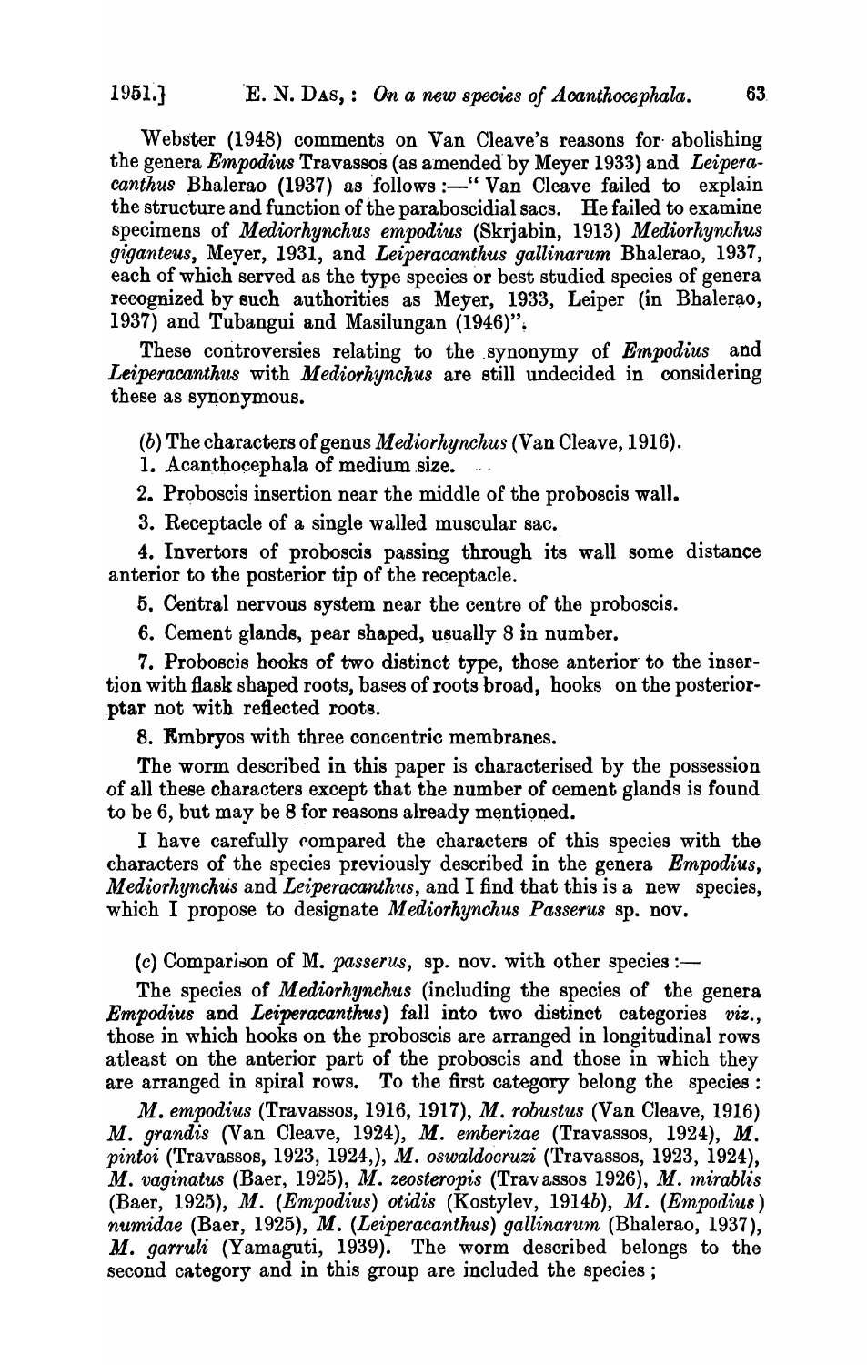Webster (1948) comments on Van Cleave's reasons for abolishing the genera *Empodius* Travassos (as amended by Meyer 1933) and *Leiperacanthus* Bhalerao (1937) as follows :—" Van Cleave failed to explain the structure and function of the paraboscidial sacs. He failed to examine specimens of *Mediorhynchus empodius* (Skrjabin, 1913) *Mediorhynchus giganteus*, Meyer, 1931, and *Leiperacanthus gallinarum* Bhalerao, 1937, each of which served as the type species or best studied species of genera recognized by such authorities as Meyer, 1933, Leiper (in Bhalerao, 1937) and Tubangui and Masilungan (1946)".

These controversies relating to the synonymy of *Empodius* and *Leiperacanthus* with *Mediorhynchus* are still undecided in considering these as synonymous.

(*b*) The characters of genus *Mediorhynchus* (Van Cleave, 1916).

1. Acanthocephala of medium size.
2. Proboscis insertion near the middle of the proboscis wall.
3. Receptacle of a single walled muscular sac.
4. Invertors of proboscis passing through its wall some distance anterior to the posterior tip of the receptacle.
5. Central nervous system near the centre of the proboscis.
6. Cement glands, pear shaped, usually 8 in number.
7. Proboscis hooks of two distinct type, those anterior to the insertion with flask shaped roots, bases of roots broad, hooks on the posteriorptar not with reflected roots.
8. Embryos with three concentric membranes.

The worm described in this paper is characterised by the possession of all these characters except that the number of cement glands is found to be 6, but may be 8 for reasons already mentioned.

I have carefully compared the characters of this species with the characters of the species previously described in the genera *Empodius*, *Mediorhynchus* and *Leiperacanthus*, and I find that this is a new species, which I propose to designate *Mediorhynchus Passerus* sp. nov.

(*c*) Comparison of M. *passerus*, sp. nov. with other species :—

The species of *Mediorhynchus* (including the species of the genera *Empodius* and *Leiperacanthus*) fall into two distinct categories *viz.*, those in which hooks on the proboscis are arranged in longitudinal rows atleast on the anterior part of the proboscis and those in which they are arranged in spiral rows. To the first category belong the species :

*M. empodius* (Travassos, 1916, 1917), *M. robustus* (Van Cleave, 1916) *M. grandis* (Van Cleave, 1924), *M. emberizae* (Travassos, 1924), *M. pintoi* (Travassos, 1923, 1924,), *M. oswaldocruzi* (Travassos, 1923, 1924), *M. vaginatus* (Baer, 1925), *M. zeosteropis* (Travassos 1926), *M. mirablis* (Baer, 1925), *M.* (*Empodius*) *otidis* (Kostylev, 1914*b*), *M.* (*Empodius*) *numidae* (Baer, 1925), *M.* (*Leiperacanthus*) *gallinarum* (Bhalerao, 1937), *M. garruli* (Yamaguti, 1939). The worm described belongs to the second category and in this group are included the species ;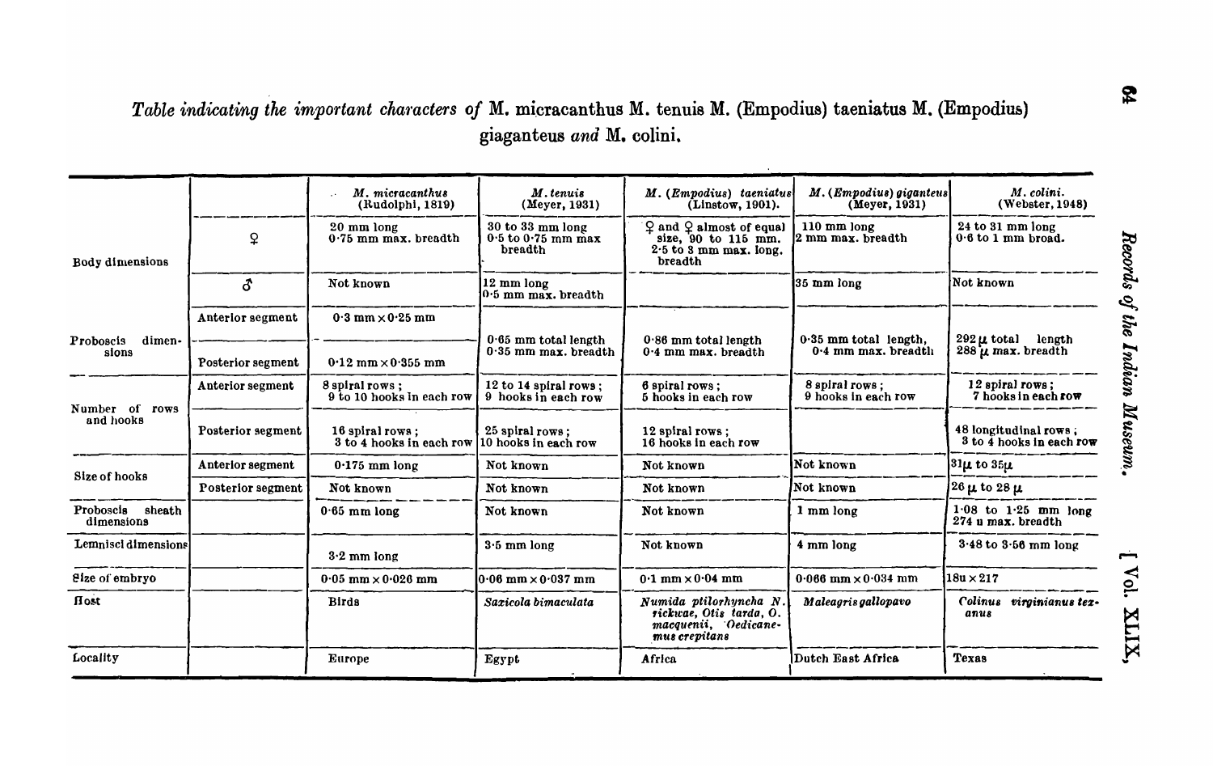*Table indicating the important characters of* M. micracanthus M. tenuis M. (Empodius) taeniatus M. (Empodius) giaganteus *and* M. colini.

| | | *M. micracanthus* (Rudolphi, 1819) | *M. tenuis* (Meyer, 1931) | *M.* (*Empodius*) *taeniatus* (Linstow, 1901). | *M.* (*Empodius*) *giganteus* (Meyer, 1931) | *M. colini.* (Webster, 1948) |
|---|---|---|---|---|---|---|
| Body dimensions | ♀ | 20 mm long 0·75 mm max. breadth | 30 to 33 mm long 0·5 to 0·75 mm max breadth | ♀ and ♀ almost of equal size, 90 to 115 mm. 2·5 to 3 mm max. long. breadth | 110 mm long 2 mm max. breadth | 24 to 31 mm long 0·6 to 1 mm broad. |
| | ♂ | Not known | 12 mm long 0·5 mm max. breadth | | 35 mm long | Not known |
| Proboscis dimensions | Anterior segment | 0·3 mm × 0·25 mm | 0·65 mm total length 0·35 mm max. breadth | 0·86 mm total length 0·4 mm max. breadth | 0·35 mm total length, 0·4 mm max. breadth | 292 μ total length 288 μ max. breadth |
| | Posterior segment | 0·12 mm × 0·355 mm | | | | |
| Number of rows and hooks | Anterior segment | 8 spiral rows ; 9 to 10 hooks in each row | 12 to 14 spiral rows ; 9 hooks in each row | 6 spiral rows ; 5 hooks in each row | 8 spiral rows ; 9 hooks in each row | 12 spiral rows ; 7 hooks in each row |
| | Posterior segment | 16 spiral rows ; 3 to 4 hooks in each row | 25 spiral rows ; 10 hooks in each row | 12 spiral rows ; 16 hooks in each row | | 48 longitudinal rows ; 3 to 4 hooks in each row |
| Size of hooks | Anterior segment | 0·175 mm long | Not known | Not known | Not known | 31μ to 35μ |
| | Posterior segment | Not known | Not known | Not known | Not known | 26 μ to 28 μ |
| Proboscis sheath dimensions | | 0·65 mm long | Not known | Not known | 1 mm long | 1·08 to 1·25 mm long 274 u max. breadth |
| Lemnisci dimensions | | 3·2 mm long | 3·5 mm long | Not known | 4 mm long | 3·48 to 3·56 mm long |
| Size of embryo | | 0·05 mm × 0·026 mm | 0·06 mm × 0·037 mm | 0·1 mm × 0·04 mm | 0·066 mm × 0·034 mm | 18u × 217 |
| Host | | Birds | *Saxicola bimaculata* | *Numida ptilorhyncha N. rickwae, Otis tarda, O. macquenii, Oedicanemus crepitans* | *Maleagris gallopavo* | *Colinus virginianus texanus* |
| Locality | | Europe | Egypt | Africa | Dutch East Africa | Texas |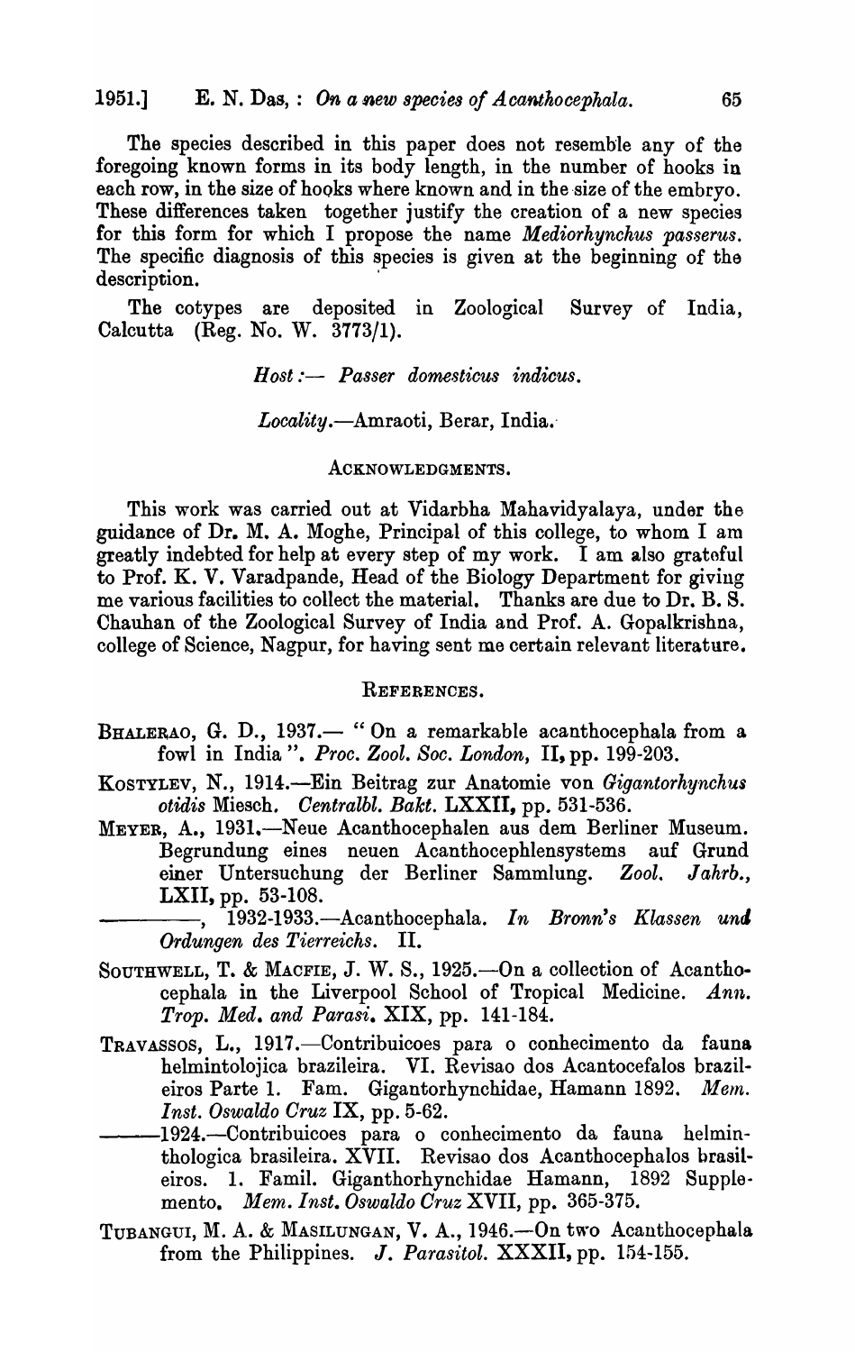The species described in this paper does not resemble any of the foregoing known forms in its body length, in the number of hooks in each row, in the size of hooks where known and in the size of the embryo. These differences taken together justify the creation of a new species for this form for which I propose the name *Mediorhynchus passerus*. The specific diagnosis of this species is given at the beginning of the description.

The cotypes are deposited in Zoological Survey of India, Calcutta (Reg. No. W. 3773/1).

*Host* :— *Passer domesticus indicus*.

*Locality*.—Amraoti, Berar, India.

## ACKNOWLEDGMENTS.

This work was carried out at Vidarbha Mahavidyalaya, under the guidance of Dr. M. A. Moghe, Principal of this college, to whom I am greatly indebted for help at every step of my work. I am also grateful to Prof. K. V. Varadpande, Head of the Biology Department for giving me various facilities to collect the material. Thanks are due to Dr. B. S. Chauhan of the Zoological Survey of India and Prof. A. Gopalkrishna, college of Science, Nagpur, for having sent me certain relevant literature.

## REFERENCES.

BHALERAO, G. D., 1937.— "On a remarkable acanthocephala from a fowl in India". *Proc. Zool. Soc. London*, II, pp. 199-203.

KOSTYLEV, N., 1914.—Ein Beitrag zur Anatomie von *Gigantorhynchus otidis* Miesch. *Centralbl. Bakt.* LXXII, pp. 531-536.

MEYER, A., 1931.—Neue Acanthocephalen aus dem Berliner Museum. Begrundung eines neuen Acanthocephlensystems auf Grund einer Untersuchung der Berliner Sammlung. *Zool. Jahrb.*, LXII, pp. 53-108.

————, 1932-1933.—Acanthocephala. *In Bronn's Klassen und Ordungen des Tierreichs*. II.

SOUTHWELL, T. & MACFIE, J. W. S., 1925.—On a collection of Acanthocephala in the Liverpool School of Tropical Medicine. *Ann. Trop. Med. and Parasi.* XIX, pp. 141-184.

TRAVASSOS, L., 1917.—Contribuicoes para o conhecimento da fauna helmintolojica brazileira. VI. Revisao dos Acantocefalos brazileiros Parte 1. Fam. Gigantorhynchidae, Hamann 1892. *Mem. Inst. Oswaldo Cruz* IX, pp. 5-62.

————1924.—Contribuicoes para o conhecimento da fauna helminthologica brasileira. XVII. Revisao dos Acanthocephalos brasileiros. 1. Famil. Giganthorhynchidae Hamann, 1892 Supplemento. *Mem. Inst. Oswaldo Cruz* XVII, pp. 365-375.

TUBANGUI, M. A. & MASILUNGAN, V. A., 1946.—On two Acanthocephala from the Philippines. *J. Parasitol.* XXXII, pp. 154-155.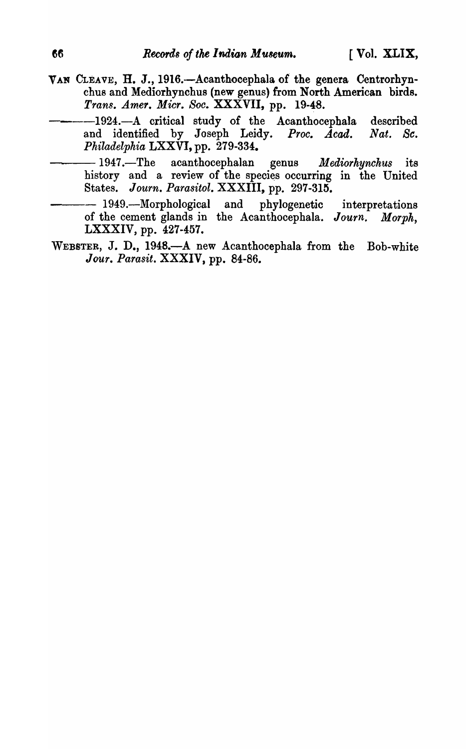VAN CLEAVE, H. J., 1916.—Acanthocephala of the genera Centrorhynchus and Mediorhynchus (new genus) from North American birds. *Trans. Amer. Micr. Soc.* XXXVII, pp. 19-48.

———1924.—A critical study of the Acanthocephala described and identified by Joseph Leidy. *Proc. Acad. Nat. Sc. Philadelphia* LXXVI, pp. 279-334.

——— 1947.—The acanthocephalan genus *Mediorhynchus* its history and a review of the species occurring in the United States. *Journ. Parasitol.* XXXIII, pp. 297-315.

——— 1949.—Morphological and phylogenetic interpretations of the cement glands in the Acanthocephala. *Journ. Morph,* LXXXIV, pp. 427-457.

WEBSTER, J. D., 1948.—A new Acanthocephala from the Bob-white *Jour. Parasit.* XXXIV, pp. 84-86.